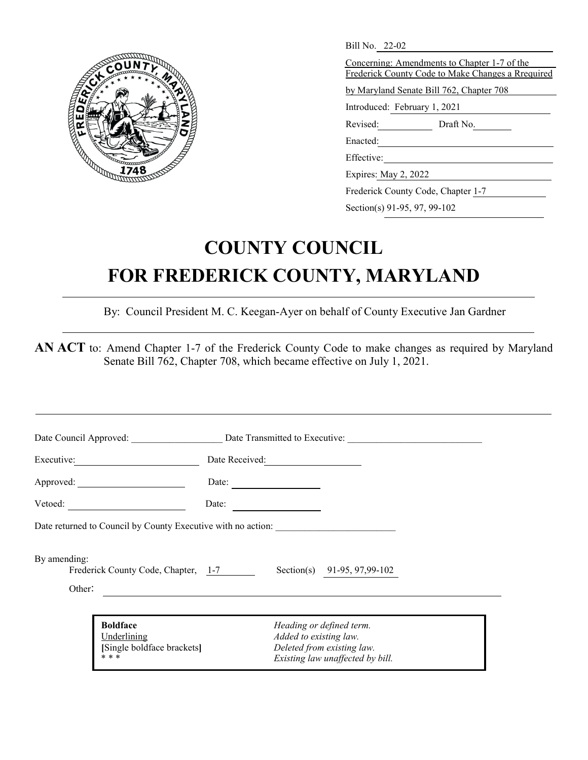Bill No. 22-02

Concerning: Amendments to Chapter 1-7 of the Frederick County Code to Make Changes a Rrequired by Maryland Senate Bill 762, Chapter 708

Introduced: February 1, 2021

Revised: Draft No.

Enacted:

Effective:

Expires: May 2, 2022

Frederick County Code, Chapter 1-7

Section(s) 91-95, 97, 99-102

# COUNTY COUNCIL
# FOR FREDERICK COUNTY, MARYLAND

By: Council President M. C. Keegan-Ayer on behalf of County Executive Jan Gardner

**AN ACT** to: Amend Chapter 1-7 of the Frederick County Code to make changes as required by Maryland Senate Bill 762, Chapter 708, which became effective on July 1, 2021.

Date Council Approved: ___________________ Date Transmitted to Executive: ___________________

Executive: ___________________ Date Received: ___________________

Approved: ___________________ Date: ___________________

Vetoed: ___________________ Date: ___________________

Date returned to Council by County Executive with no action: ___________________

By amending:

Frederick County Code, Chapter, 1-7 Section(s) 91-95, 97,99-102

Other:

| | |
|---|---|
| **Boldface** | *Heading or defined term.* |
| Underlining | *Added to existing law.* |
| **[**Single boldface brackets**]** | *Deleted from existing law.* |
| * * * | *Existing law unaffected by bill.* |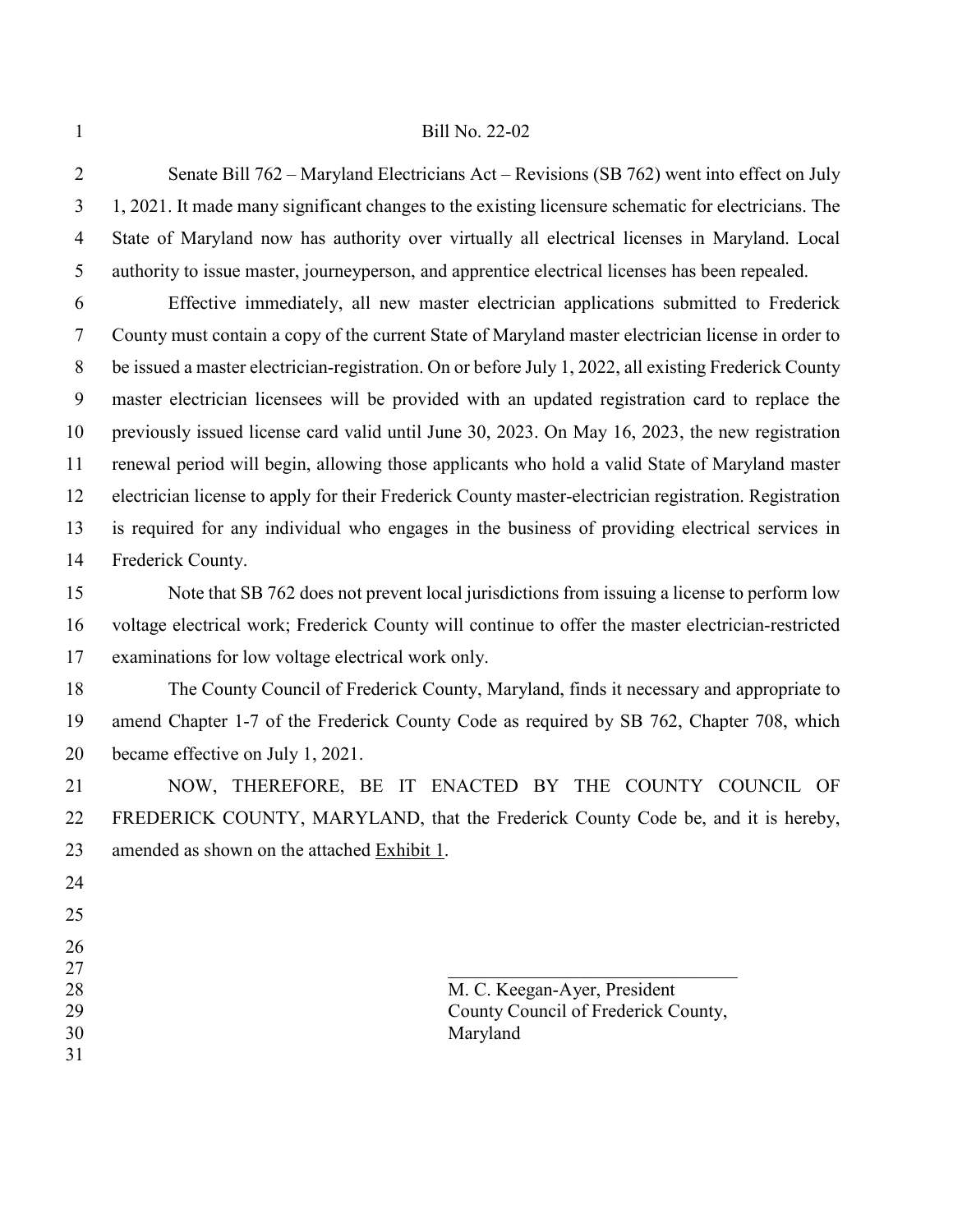Bill No. 22-02

Senate Bill 762 – Maryland Electricians Act – Revisions (SB 762) went into effect on July 1, 2021. It made many significant changes to the existing licensure schematic for electricians. The State of Maryland now has authority over virtually all electrical licenses in Maryland. Local authority to issue master, journeyperson, and apprentice electrical licenses has been repealed.

Effective immediately, all new master electrician applications submitted to Frederick County must contain a copy of the current State of Maryland master electrician license in order to be issued a master electrician-registration. On or before July 1, 2022, all existing Frederick County master electrician licensees will be provided with an updated registration card to replace the previously issued license card valid until June 30, 2023. On May 16, 2023, the new registration renewal period will begin, allowing those applicants who hold a valid State of Maryland master electrician license to apply for their Frederick County master-electrician registration. Registration is required for any individual who engages in the business of providing electrical services in Frederick County.

Note that SB 762 does not prevent local jurisdictions from issuing a license to perform low voltage electrical work; Frederick County will continue to offer the master electrician-restricted examinations for low voltage electrical work only.

The County Council of Frederick County, Maryland, finds it necessary and appropriate to amend Chapter 1-7 of the Frederick County Code as required by SB 762, Chapter 708, which became effective on July 1, 2021.

NOW, THEREFORE, BE IT ENACTED BY THE COUNTY COUNCIL OF FREDERICK COUNTY, MARYLAND, that the Frederick County Code be, and it is hereby, amended as shown on the attached Exhibit 1.

\_\_\_\_\_\_\_\_\_\_\_\_\_\_\_\_\_\_\_\_\_\_\_\_\_\_\_\_\_\_\_\_

M. C. Keegan-Ayer, President
County Council of Frederick County,
Maryland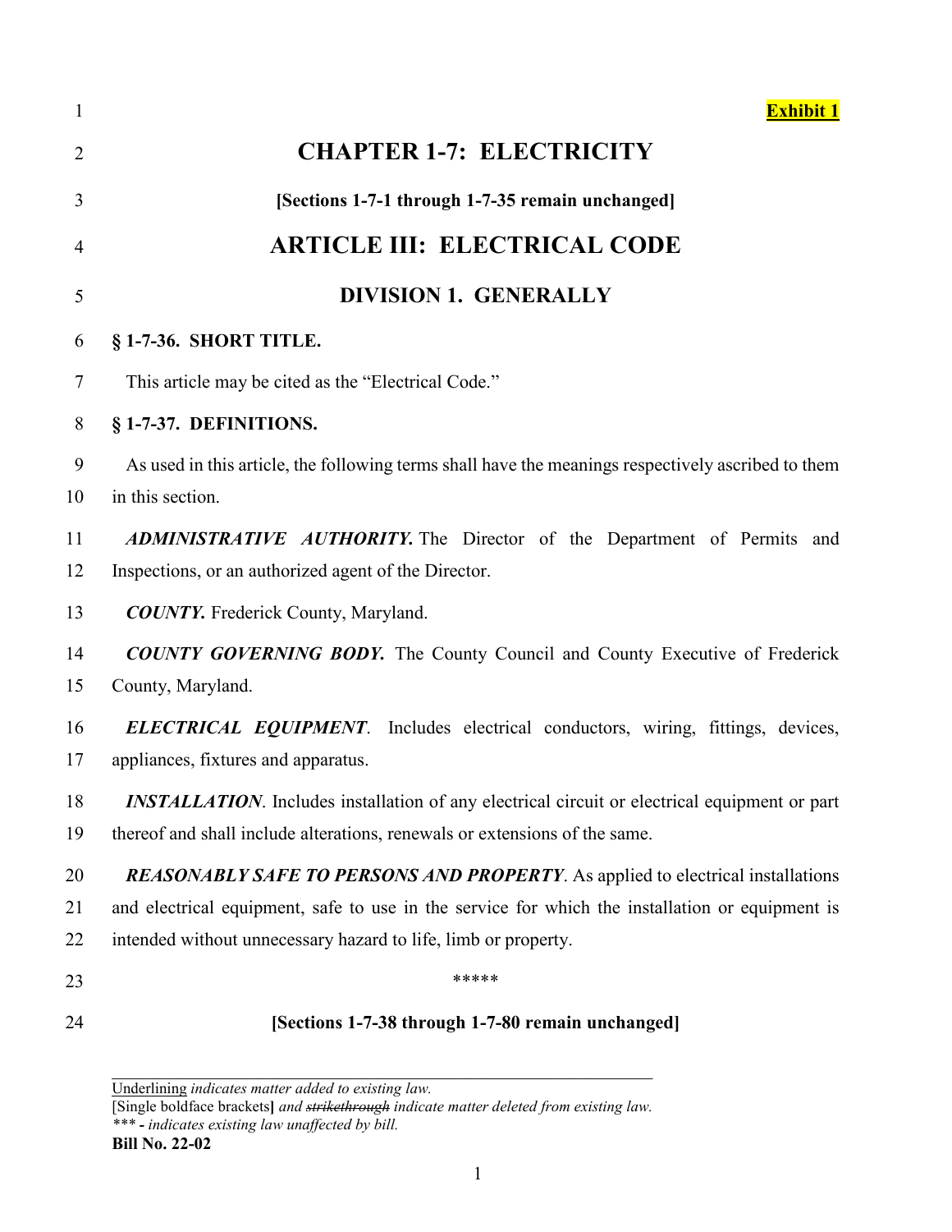**Exhibit 1**

# CHAPTER 1-7: ELECTRICITY

**[Sections 1-7-1 through 1-7-35 remain unchanged]**

## ARTICLE III: ELECTRICAL CODE

### DIVISION 1. GENERALLY

**§ 1-7-36. SHORT TITLE.**

This article may be cited as the "Electrical Code."

**§ 1-7-37. DEFINITIONS.**

As used in this article, the following terms shall have the meanings respectively ascribed to them in this section.

***ADMINISTRATIVE AUTHORITY.*** The Director of the Department of Permits and Inspections, or an authorized agent of the Director.

***COUNTY.*** Frederick County, Maryland.

***COUNTY GOVERNING BODY.*** The County Council and County Executive of Frederick County, Maryland.

***ELECTRICAL EQUIPMENT***. Includes electrical conductors, wiring, fittings, devices, appliances, fixtures and apparatus.

***INSTALLATION***. Includes installation of any electrical circuit or electrical equipment or part thereof and shall include alterations, renewals or extensions of the same.

***REASONABLY SAFE TO PERSONS AND PROPERTY***. As applied to electrical installations and electrical equipment, safe to use in the service for which the installation or equipment is intended without unnecessary hazard to life, limb or property.

*****

**[Sections 1-7-38 through 1-7-80 remain unchanged]**

---

Underlining *indicates matter added to existing law.*
[Single boldface brackets**]** *and ~~strikethrough~~ indicate matter deleted from existing law.*
*\*\*\* - indicates existing law unaffected by bill.*
**Bill No. 22-02**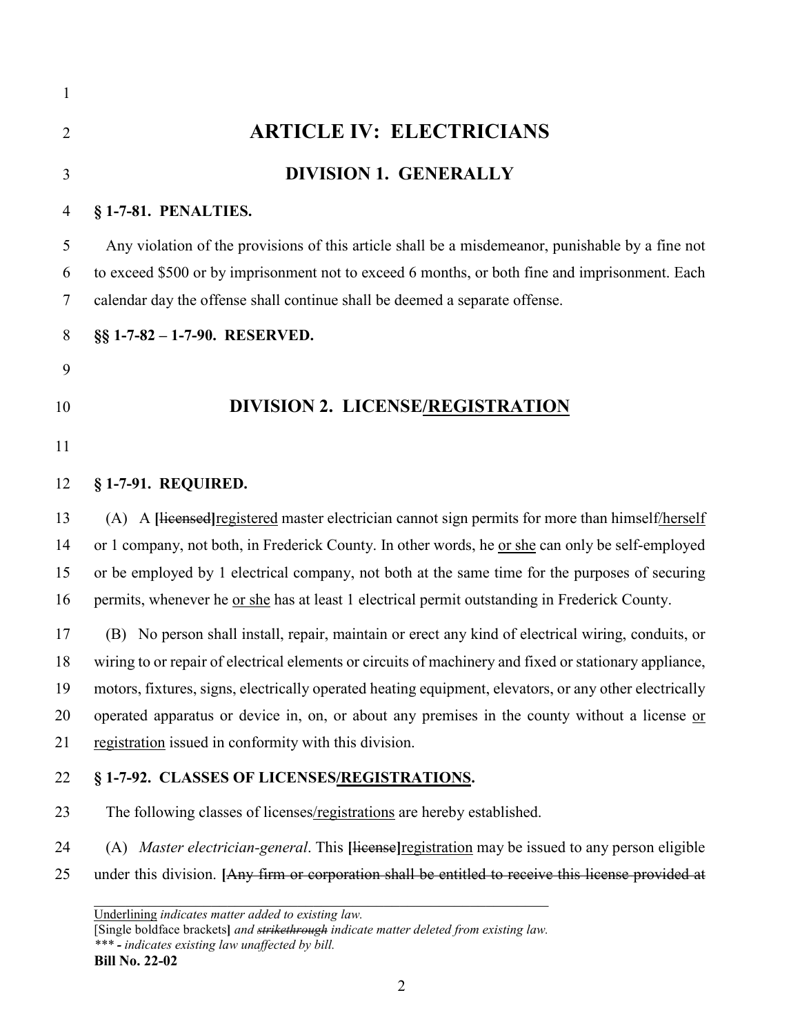# ARTICLE IV: ELECTRICIANS

## DIVISION 1. GENERALLY

**§ 1-7-81. PENALTIES.**

Any violation of the provisions of this article shall be a misdemeanor, punishable by a fine not to exceed $500 or by imprisonment not to exceed 6 months, or both fine and imprisonment. Each calendar day the offense shall continue shall be deemed a separate offense.

**§§ 1-7-82 – 1-7-90. RESERVED.**

## DIVISION 2. LICENSE/<u>REGISTRATION</u>

**§ 1-7-91. REQUIRED.**

(A) A **[**~~licensed~~**]**<u>registered</u> master electrician cannot sign permits for more than himself<u>/herself</u> or 1 company, not both, in Frederick County. In other words, he <u>or she</u> can only be self-employed or be employed by 1 electrical company, not both at the same time for the purposes of securing permits, whenever he <u>or she</u> has at least 1 electrical permit outstanding in Frederick County.

(B) No person shall install, repair, maintain or erect any kind of electrical wiring, conduits, or wiring to or repair of electrical elements or circuits of machinery and fixed or stationary appliance, motors, fixtures, signs, electrically operated heating equipment, elevators, or any other electrically operated apparatus or device in, on, or about any premises in the county without a license <u>or registration</u> issued in conformity with this division.

**§ 1-7-92. CLASSES OF LICENSES/<u>REGISTRATIONS</u>.**

The following classes of licenses/<u>registrations</u> are hereby established.

(A) *Master electrician-general*. This **[**~~license~~**]**<u>registration</u> may be issued to any person eligible under this division. **[**~~Any firm or corporation shall be entitled to receive this license provided at~~

<u>Underlining</u> *indicates matter added to existing law.*
[Single boldface brackets**]** *and ~~strikethrough~~ indicate matter deleted from existing law.*
*\*\*\* - indicates existing law unaffected by bill.*
**Bill No. 22-02**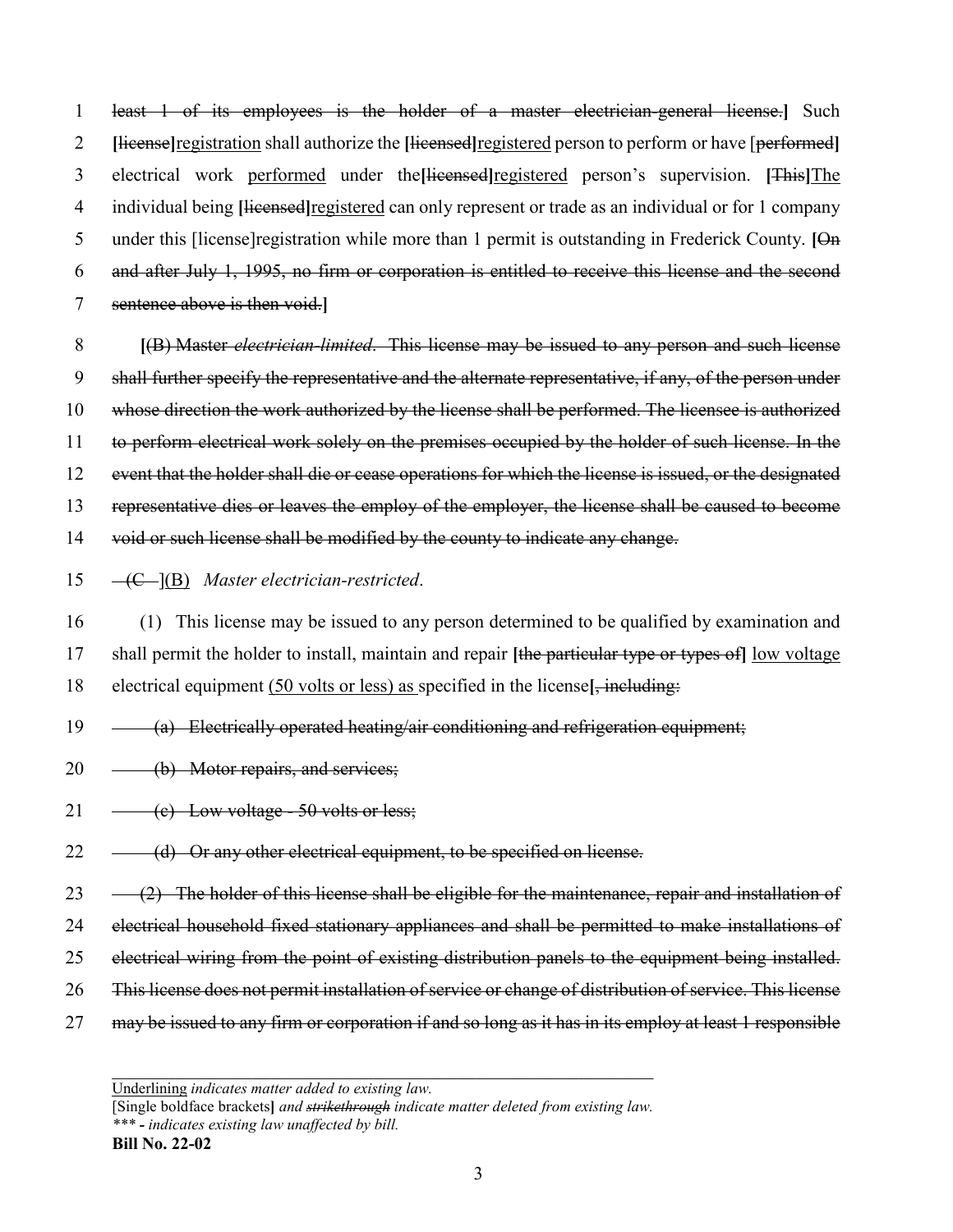least 1 of its employees is the holder of a master electrician-general license.] Such [license]registration shall authorize the [licensed]registered person to perform or have [performed] electrical work performed under the[licensed]registered person's supervision. [This]The individual being [licensed]registered can only represent or trade as an individual or for 1 company under this [license]registration while more than 1 permit is outstanding in Frederick County. [On and after July 1, 1995, no firm or corporation is entitled to receive this license and the second sentence above is then void.]

[(B) Master *electrician-limited*. This license may be issued to any person and such license shall further specify the representative and the alternate representative, if any, of the person under whose direction the work authorized by the license shall be performed. The licensee is authorized to perform electrical work solely on the premises occupied by the holder of such license. In the event that the holder shall die or cease operations for which the license is issued, or the designated representative dies or leaves the employ of the employer, the license shall be caused to become void or such license shall be modified by the county to indicate any change.

(C )](B) *Master electrician-restricted*.

(1) This license may be issued to any person determined to be qualified by examination and shall permit the holder to install, maintain and repair [the particular type or types of] low voltage electrical equipment (50 volts or less) as specified in the license[, including:

(a) Electrically operated heating/air conditioning and refrigeration equipment;

(b) Motor repairs, and services;

(c) Low voltage - 50 volts or less;

(d) Or any other electrical equipment, to be specified on license.

(2) The holder of this license shall be eligible for the maintenance, repair and installation of electrical household fixed stationary appliances and shall be permitted to make installations of electrical wiring from the point of existing distribution panels to the equipment being installed. This license does not permit installation of service or change of distribution of service. This license may be issued to any firm or corporation if and so long as it has in its employ at least 1 responsible

---

Underlining *indicates matter added to existing law.*
[Single boldface brackets] *and strikethrough indicate matter deleted from existing law.*
*\*\*\* - indicates existing law unaffected by bill.*
**Bill No. 22-02**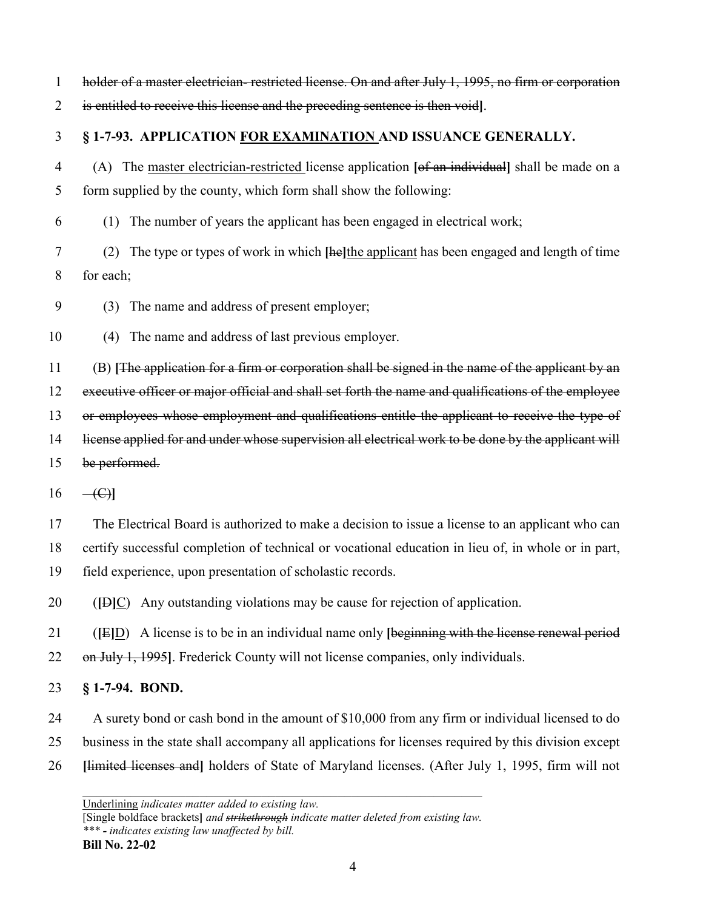~~holder of a master electrician- restricted license. On and after July 1, 1995, no firm or corporation is entitled to receive this license and the preceding sentence is then void~~**]**.

**§ 1-7-93. APPLICATION <u>FOR EXAMINATION</u> AND ISSUANCE GENERALLY.**

(A) The <u>master electrician-restricted</u> license application **[**~~of an individual~~**]** shall be made on a form supplied by the county, which form shall show the following:

(1) The number of years the applicant has been engaged in electrical work;

(2) The type or types of work in which **[**~~he~~**]**<u>the applicant</u> has been engaged and length of time for each;

(3) The name and address of present employer;

(4) The name and address of last previous employer.

(B) **[**~~The application for a firm or corporation shall be signed in the name of the applicant by an executive officer or major official and shall set forth the name and qualifications of the employee or employees whose employment and qualifications entitle the applicant to receive the type of license applied for and under whose supervision all electrical work to be done by the applicant will be performed.~~

~~(C)~~**]**

The Electrical Board is authorized to make a decision to issue a license to an applicant who can certify successful completion of technical or vocational education in lieu of, in whole or in part, field experience, upon presentation of scholastic records.

(**[**~~D~~**]**<u>C</u>) Any outstanding violations may be cause for rejection of application.

(**[**~~E~~**]**<u>D</u>) A license is to be in an individual name only **[**~~beginning with the license renewal period on July 1, 1995~~**]**. Frederick County will not license companies, only individuals.

**§ 1-7-94. BOND.**

A surety bond or cash bond in the amount of $10,000 from any firm or individual licensed to do business in the state shall accompany all applications for licenses required by this division except **[**~~limited licenses and~~**]** holders of State of Maryland licenses. (After July 1, 1995, firm will not

<u>Underlining</u> *indicates matter added to existing law.*
[Single boldface brackets**]** *and ~~strikethrough~~ indicate matter deleted from existing law.*
*\*\*\* - indicates existing law unaffected by bill.*
**Bill No. 22-02**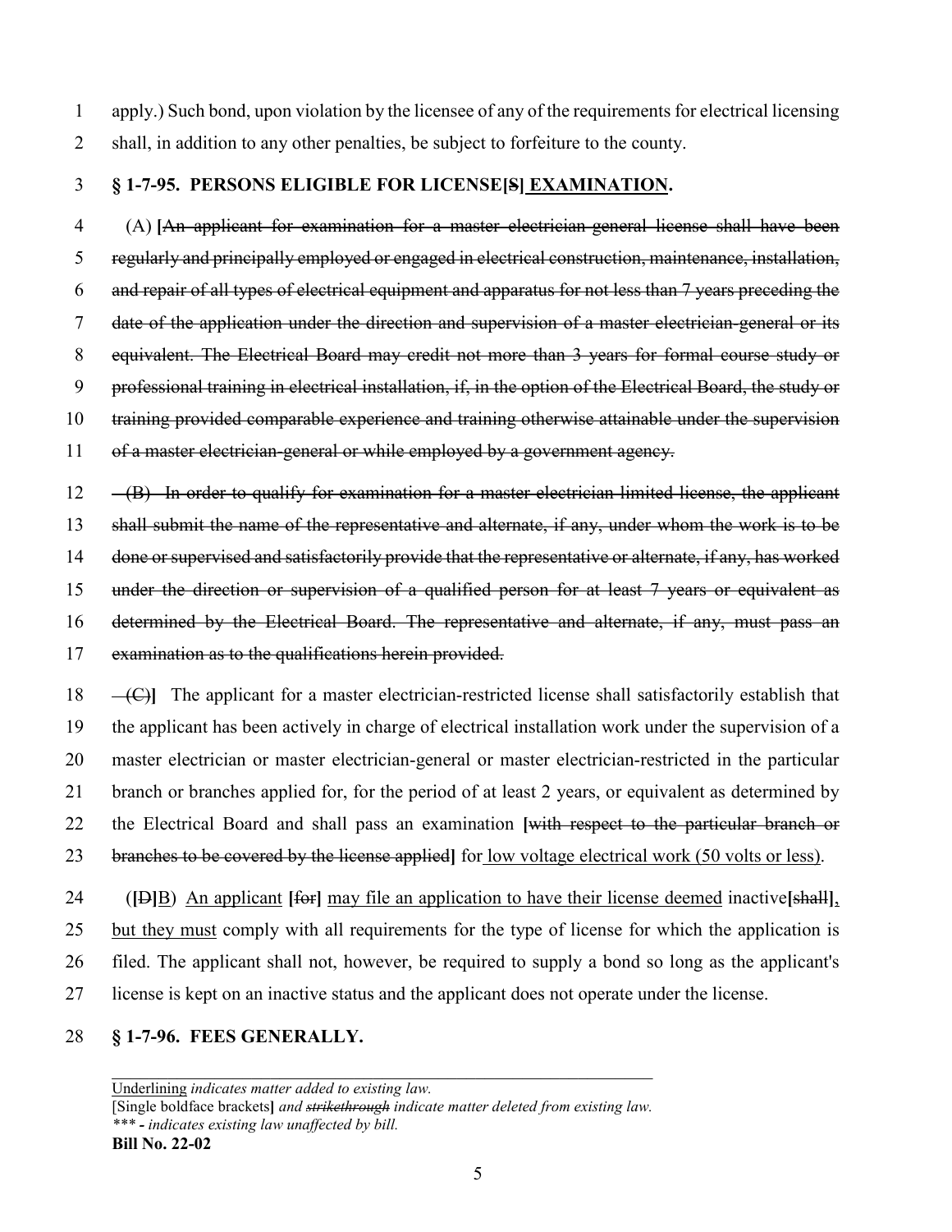apply.) Such bond, upon violation by the licensee of any of the requirements for electrical licensing shall, in addition to any other penalties, be subject to forfeiture to the county.

**§ 1-7-95. PERSONS ELIGIBLE FOR LICENSE[~~S~~] <u>EXAMINATION</u>.**

(A) **[**~~An applicant for examination for a master electrician-general license shall have been regularly and principally employed or engaged in electrical construction, maintenance, installation, and repair of all types of electrical equipment and apparatus for not less than 7 years preceding the date of the application under the direction and supervision of a master electrician-general or its equivalent. The Electrical Board may credit not more than 3 years for formal course study or professional training in electrical installation, if, in the option of the Electrical Board, the study or training provided comparable experience and training otherwise attainable under the supervision of a master electrician-general or while employed by a government agency.~~

~~(B) In order to qualify for examination for a master electrician-limited license, the applicant shall submit the name of the representative and alternate, if any, under whom the work is to be done or supervised and satisfactorily provide that the representative or alternate, if any, has worked under the direction or supervision of a qualified person for at least 7 years or equivalent as determined by the Electrical Board. The representative and alternate, if any, must pass an examination as to the qualifications herein provided.~~

~~(C)~~**]** The applicant for a master electrician-restricted license shall satisfactorily establish that the applicant has been actively in charge of electrical installation work under the supervision of a master electrician or master electrician-general or master electrician-restricted in the particular branch or branches applied for, for the period of at least 2 years, or equivalent as determined by the Electrical Board and shall pass an examination **[**~~with respect to the particular branch or branches to be covered by the license applied~~**]** for <u>low voltage electrical work (50 volts or less)</u>.

(**[**~~D~~**]**<u>B</u>) <u>An applicant</u> **[**~~for~~**]** <u>may file an application to have their license deemed</u> inactive**[**~~shall~~**]**<u>, but they must</u> comply with all requirements for the type of license for which the application is filed. The applicant shall not, however, be required to supply a bond so long as the applicant's license is kept on an inactive status and the applicant does not operate under the license.

**§ 1-7-96. FEES GENERALLY.**

---

<u>Underlining</u> *indicates matter added to existing law.*
[Single boldface brackets**]** *and* ~~*strikethrough*~~ *indicate matter deleted from existing law.*
*\*\*\* - indicates existing law unaffected by bill.*
**Bill No. 22-02**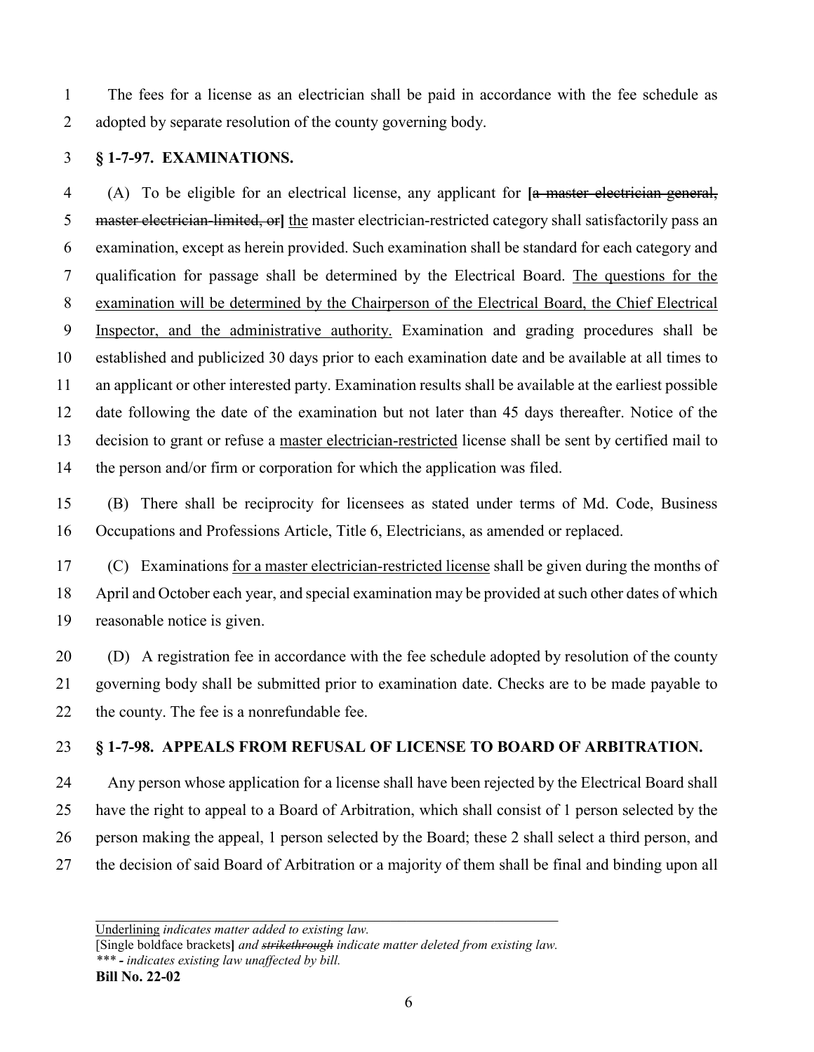The fees for a license as an electrician shall be paid in accordance with the fee schedule as adopted by separate resolution of the county governing body.

### § 1-7-97. EXAMINATIONS.

(A) To be eligible for an electrical license, any applicant for **[**~~a master electrician-general, master electrician-limited, or~~**]** <u>the</u> master electrician-restricted category shall satisfactorily pass an examination, except as herein provided. Such examination shall be standard for each category and qualification for passage shall be determined by the Electrical Board. <u>The questions for the examination will be determined by the Chairperson of the Electrical Board, the Chief Electrical Inspector, and the administrative authority.</u> Examination and grading procedures shall be established and publicized 30 days prior to each examination date and be available at all times to an applicant or other interested party. Examination results shall be available at the earliest possible date following the date of the examination but not later than 45 days thereafter. Notice of the decision to grant or refuse a <u>master electrician-restricted</u> license shall be sent by certified mail to the person and/or firm or corporation for which the application was filed.

(B) There shall be reciprocity for licensees as stated under terms of Md. Code, Business Occupations and Professions Article, Title 6, Electricians, as amended or replaced.

(C) Examinations <u>for a master electrician-restricted license</u> shall be given during the months of April and October each year, and special examination may be provided at such other dates of which reasonable notice is given.

(D) A registration fee in accordance with the fee schedule adopted by resolution of the county governing body shall be submitted prior to examination date. Checks are to be made payable to the county. The fee is a nonrefundable fee.

### § 1-7-98. APPEALS FROM REFUSAL OF LICENSE TO BOARD OF ARBITRATION.

Any person whose application for a license shall have been rejected by the Electrical Board shall have the right to appeal to a Board of Arbitration, which shall consist of 1 person selected by the person making the appeal, 1 person selected by the Board; these 2 shall select a third person, and the decision of said Board of Arbitration or a majority of them shall be final and binding upon all

---

<u>Underlining</u> *indicates matter added to existing law.*
[Single boldface brackets**]** *and ~~strikethrough~~ indicate matter deleted from existing law.*
*\*\*\* - indicates existing law unaffected by bill.*
**Bill No. 22-02**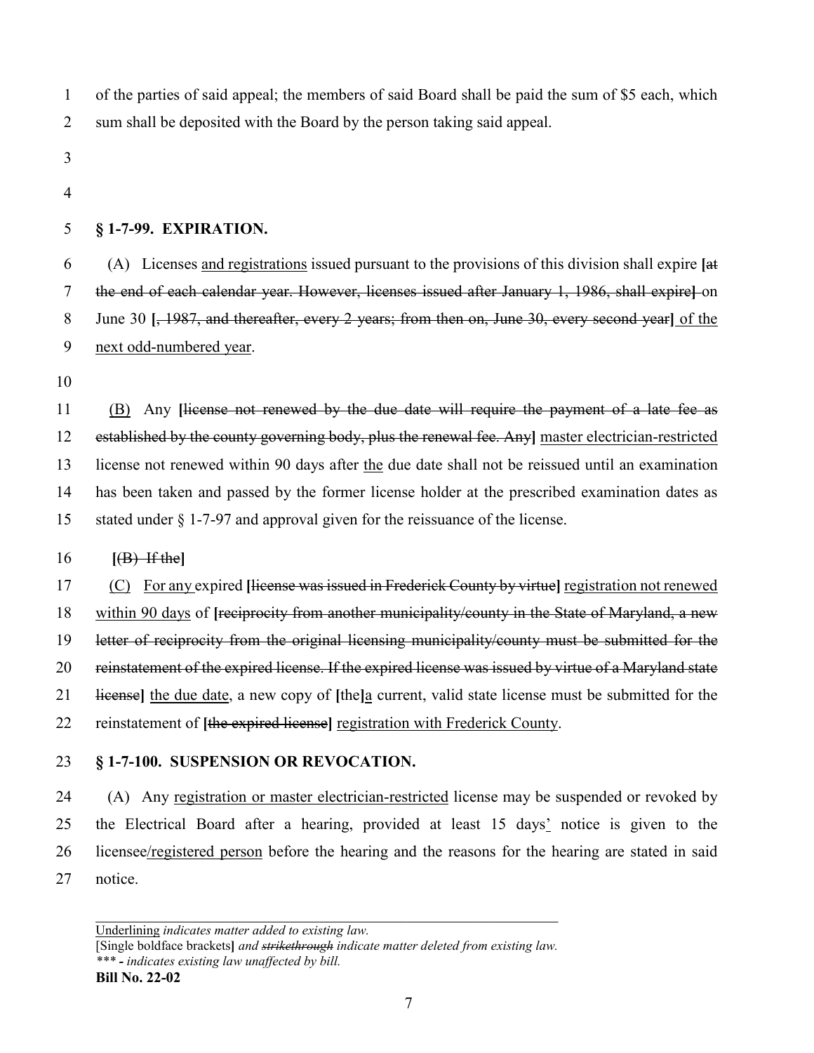of the parties of said appeal; the members of said Board shall be paid the sum of $5 each, which sum shall be deposited with the Board by the person taking said appeal.

**§ 1-7-99. EXPIRATION.**

(A) Licenses <u>and registrations</u> issued pursuant to the provisions of this division shall expire **[**~~at the end of each calendar year. However, licenses issued after January 1, 1986, shall expire~~**]** on June 30 **[**~~, 1987, and thereafter, every 2 years; from then on, June 30, every second year~~**]** <u>of the next odd-numbered year</u>.

<u>(B)</u> Any **[**~~license not renewed by the due date will require the payment of a late fee as established by the county governing body, plus the renewal fee. Any~~**]** <u>master electrician-restricted</u> license not renewed within 90 days after <u>the</u> due date shall not be reissued until an examination has been taken and passed by the former license holder at the prescribed examination dates as stated under § 1-7-97 and approval given for the reissuance of the license.

**[**~~(B) If the~~**]**

<u>(C)</u> <u>For any</u> expired **[**~~license was issued in Frederick County by virtue~~**]** <u>registration not renewed within 90 days</u> of **[**~~reciprocity from another municipality/county in the State of Maryland, a new letter of reciprocity from the original licensing municipality/county must be submitted for the reinstatement of the expired license. If the expired license was issued by virtue of a Maryland state license~~**]** <u>the due date</u>, a new copy of **[**the**]**<u>a</u> current, valid state license must be submitted for the reinstatement of **[**~~the expired license~~**]** <u>registration with Frederick County</u>.

**§ 1-7-100. SUSPENSION OR REVOCATION.**

(A) Any <u>registration or master electrician-restricted</u> license may be suspended or revoked by the Electrical Board after a hearing, provided at least 15 days<u>'</u> notice is given to the licensee<u>/registered person</u> before the hearing and the reasons for the hearing are stated in said notice.

<u>Underlining</u> *indicates matter added to existing law.*
[Single boldface brackets**]** *and ~~strikethrough~~ indicate matter deleted from existing law.*
*\*\*\* - indicates existing law unaffected by bill.*
**Bill No. 22-02**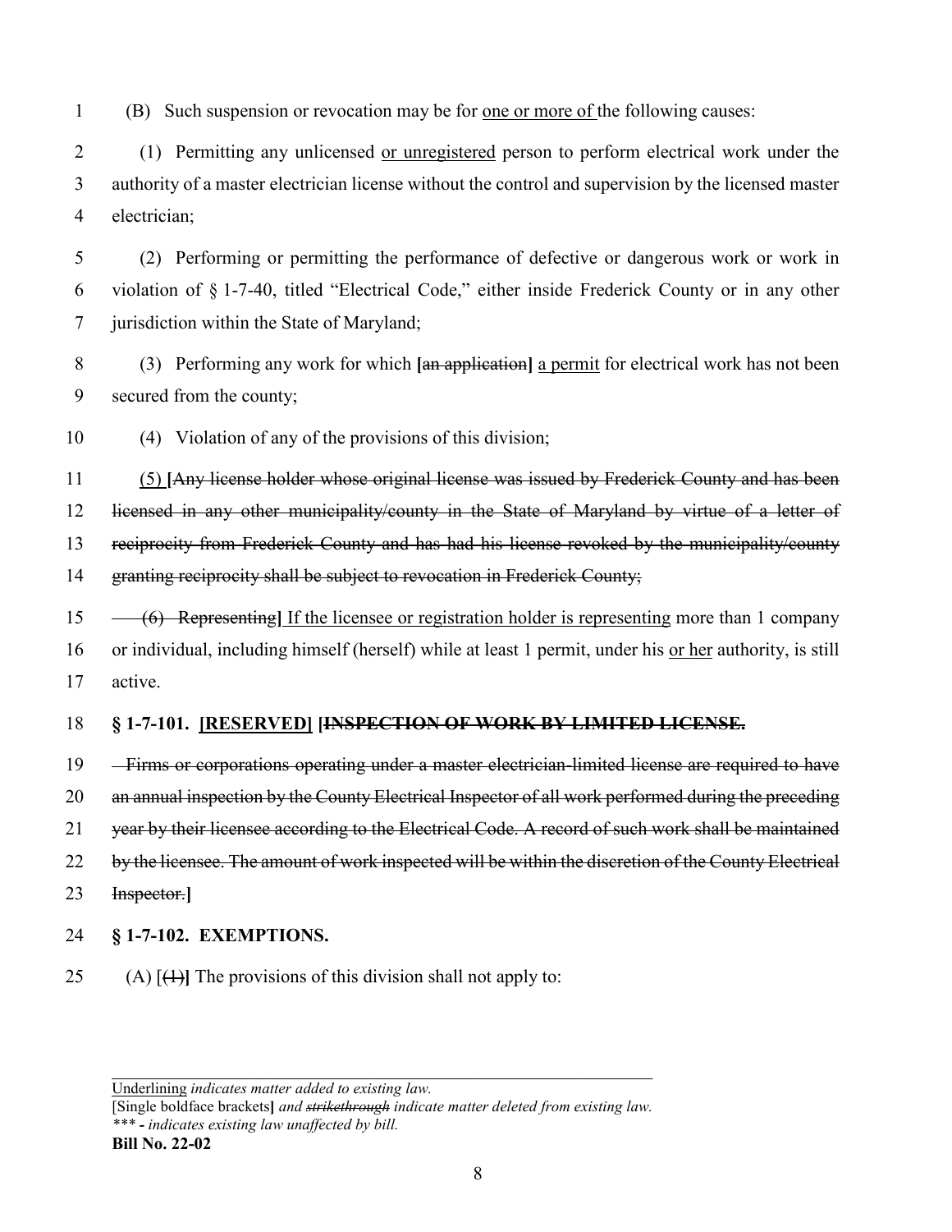(B) Such suspension or revocation may be for <u>one or more of</u> the following causes:

(1) Permitting any unlicensed <u>or unregistered</u> person to perform electrical work under the authority of a master electrician license without the control and supervision by the licensed master electrician;

(2) Performing or permitting the performance of defective or dangerous work or work in violation of § 1-7-40, titled "Electrical Code," either inside Frederick County or in any other jurisdiction within the State of Maryland;

(3) Performing any work for which **[**~~an application~~**]** <u>a permit</u> for electrical work has not been secured from the county;

(4) Violation of any of the provisions of this division;

<u>(5)</u> **[**~~Any license holder whose original license was issued by Frederick County and has been licensed in any other municipality/county in the State of Maryland by virtue of a letter of reciprocity from Frederick County and has had his license revoked by the municipality/county granting reciprocity shall be subject to revocation in Frederick County;~~

~~(6) Representing~~**]** <u>If the licensee or registration holder is representing</u> more than 1 company or individual, including himself (herself) while at least 1 permit, under his <u>or her</u> authority, is still active.

**§ 1-7-101. <u>[RESERVED]</u> [~~INSPECTION OF WORK BY LIMITED LICENSE.~~**

~~Firms or corporations operating under a master electrician-limited license are required to have an annual inspection by the County Electrical Inspector of all work performed during the preceding year by their licensee according to the Electrical Code. A record of such work shall be maintained by the licensee. The amount of work inspected will be within the discretion of the County Electrical Inspector.~~**]**

**§ 1-7-102. EXEMPTIONS.**

(A) [~~(1)~~**]** The provisions of this division shall not apply to:

---

<u>Underlining</u> *indicates matter added to existing law.*
[Single boldface brackets**]** *and ~~strikethrough~~ indicate matter deleted from existing law.*
*\*\*\* - indicates existing law unaffected by bill.*
**Bill No. 22-02**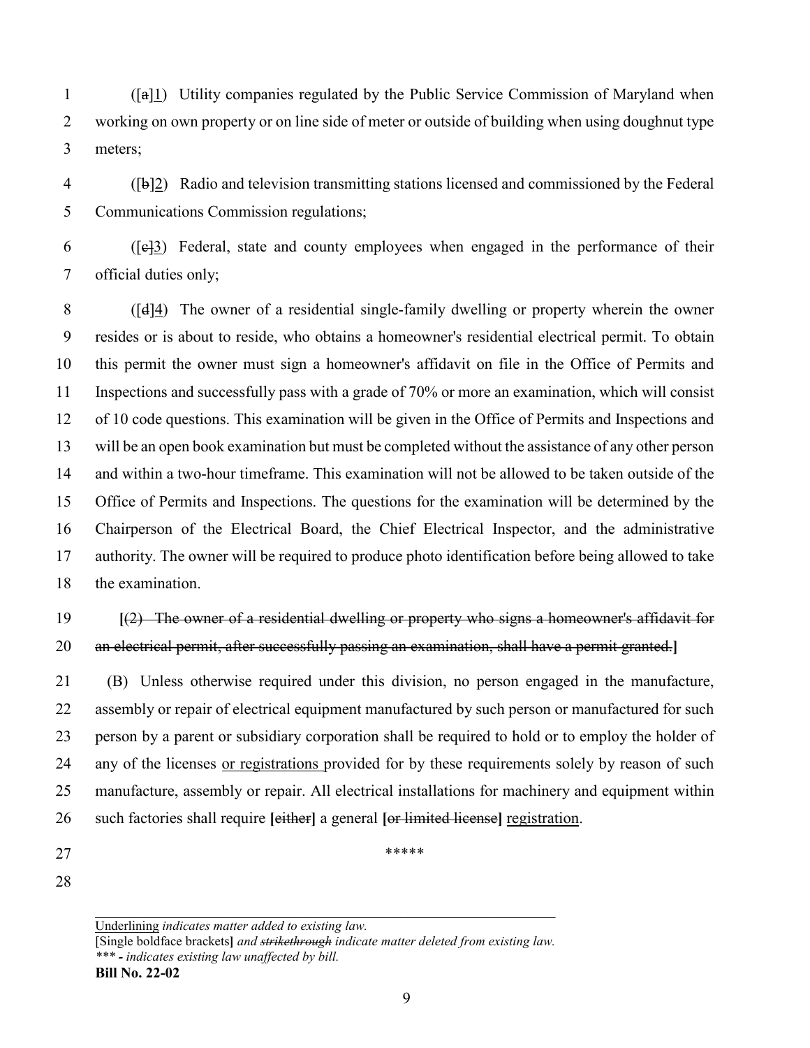([~~a~~]<u>1</u>) Utility companies regulated by the Public Service Commission of Maryland when working on own property or on line side of meter or outside of building when using doughnut type meters;

([~~b~~]<u>2</u>) Radio and television transmitting stations licensed and commissioned by the Federal Communications Commission regulations;

([~~c~~]<u>3</u>) Federal, state and county employees when engaged in the performance of their official duties only;

([~~d~~]<u>4</u>) The owner of a residential single-family dwelling or property wherein the owner resides or is about to reside, who obtains a homeowner's residential electrical permit. To obtain this permit the owner must sign a homeowner's affidavit on file in the Office of Permits and Inspections and successfully pass with a grade of 70% or more an examination, which will consist of 10 code questions. This examination will be given in the Office of Permits and Inspections and will be an open book examination but must be completed without the assistance of any other person and within a two-hour timeframe. This examination will not be allowed to be taken outside of the Office of Permits and Inspections. The questions for the examination will be determined by the Chairperson of the Electrical Board, the Chief Electrical Inspector, and the administrative authority. The owner will be required to produce photo identification before being allowed to take the examination.

**[**~~(2) The owner of a residential dwelling or property who signs a homeowner's affidavit for an electrical permit, after successfully passing an examination, shall have a permit granted.~~**]**

(B) Unless otherwise required under this division, no person engaged in the manufacture, assembly or repair of electrical equipment manufactured by such person or manufactured for such person by a parent or subsidiary corporation shall be required to hold or to employ the holder of any of the licenses <u>or registrations</u> provided for by these requirements solely by reason of such manufacture, assembly or repair. All electrical installations for machinery and equipment within such factories shall require **[**~~either~~**]** a general **[**~~or limited license~~**]** <u>registration</u>.

\*\*\*\*\*

<u>Underlining</u> *indicates matter added to existing law.*
[Single boldface brackets**]** *and ~~strikethrough~~ indicate matter deleted from existing law.*
*\*\*\* - indicates existing law unaffected by bill.*
**Bill No. 22-02**